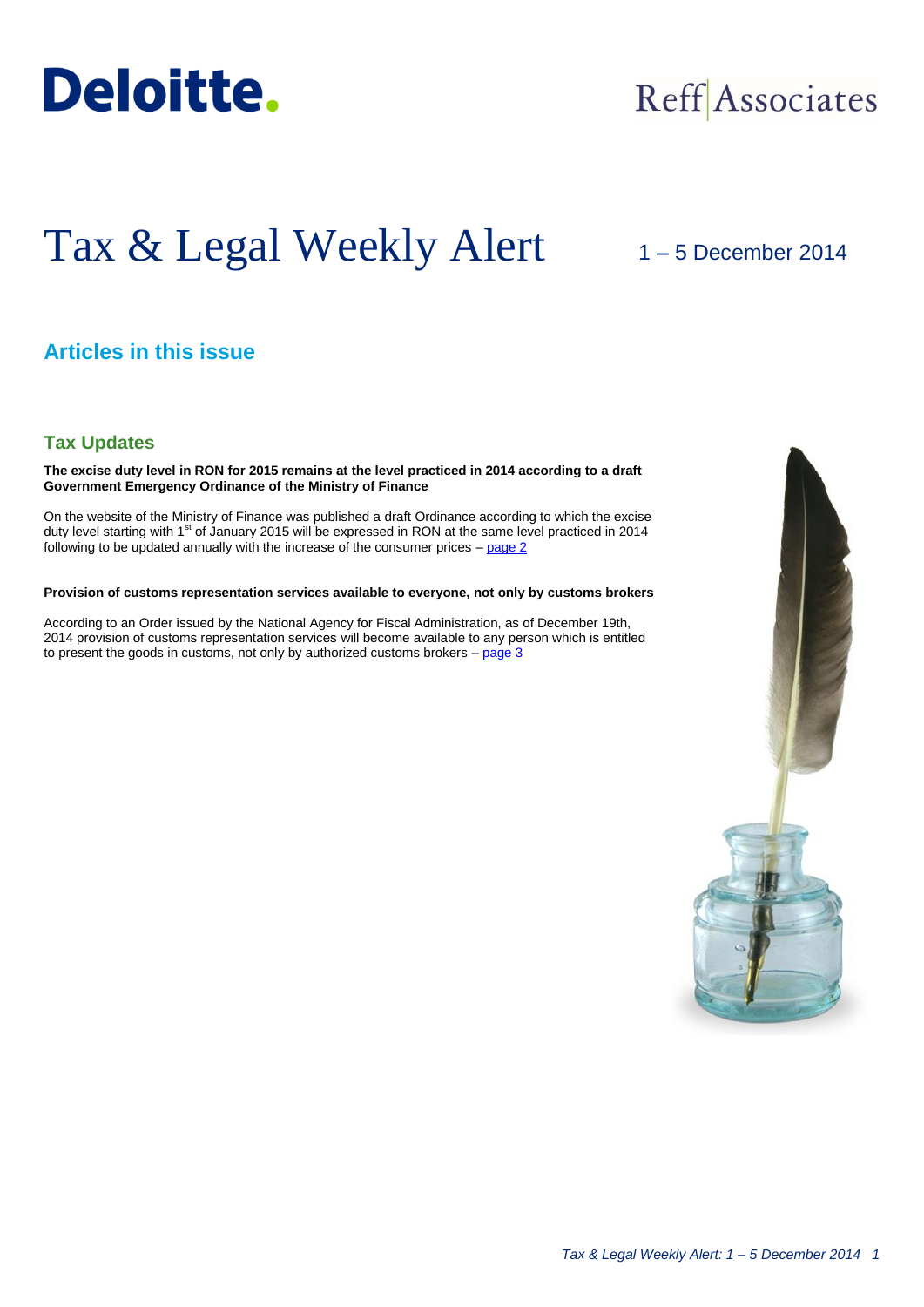Deloitte.

Reff Associates

# Tax & Legal Weekly Alert

1 – 5 December 2014

## Articles in this issue

### Tax Updates

**The excise duty level in RON for 2015 remains at the level practiced in 2014 according to a draft Government Emergency Ordinance of the Ministry of Finance**

On the website of the Ministry of Finance was published a draft Ordinance according to which the excise duty level starting with 1st of January 2015 will be expressed in RON at the same level practiced in 2014 following to be updated annually with the increase of the consumer prices – page 2

**Provision of customs representation services available to everyone, not only by customs brokers**

According to an Order issued by the National Agency for Fiscal Administration, as of December 19th, 2014 provision of customs representation services will become available to any person which is entitled to present the goods in customs, not only by authorized customs brokers – page 3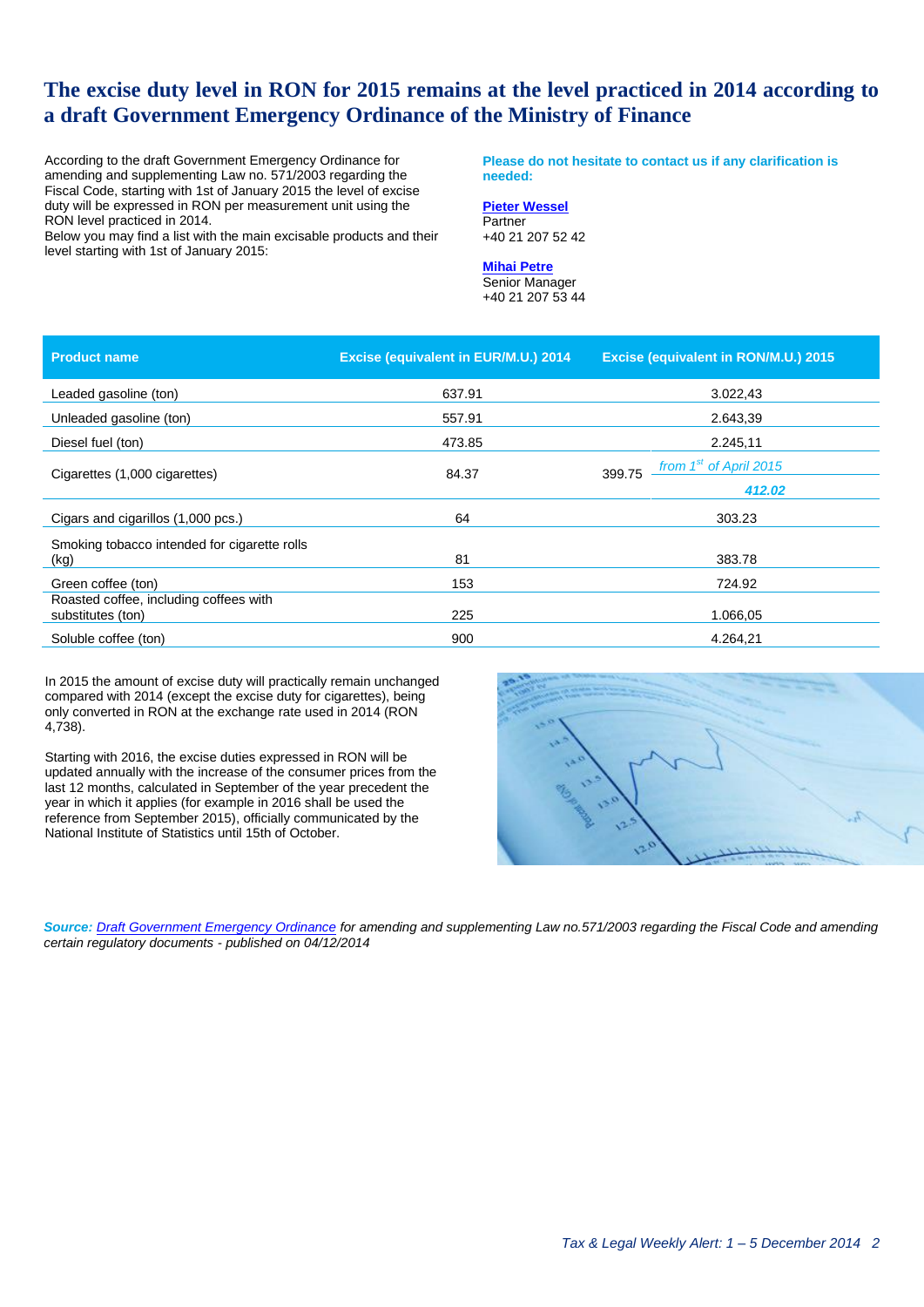# The excise duty level in RON for 2015 remains at the level practiced in 2014 according to a draft Government Emergency Ordinance of the Ministry of Finance

According to the draft Government Emergency Ordinance for amending and supplementing Law no. 571/2003 regarding the Fiscal Code, starting with 1st of January 2015 the level of excise duty will be expressed in RON per measurement unit using the RON level practiced in 2014.
Below you may find a list with the main excisable products and their level starting with 1st of January 2015:

**Please do not hesitate to contact us if any clarification is needed:**

**Pieter Wessel**
Partner
+40 21 207 52 42

**Mihai Petre**
Senior Manager
+40 21 207 53 44

| Product name | Excise (equivalent in EUR/M.U.) 2014 | Excise (equivalent in RON/M.U.) 2015 | |
|---|---|---|---|
| Leaded gasoline (ton) | 637.91 | 3.022,43 | |
| Unleaded gasoline (ton) | 557.91 | 2.643,39 | |
| Diesel fuel (ton) | 473.85 | 2.245,11 | |
| Cigarettes (1,000 cigarettes) | 84.37 | 399.75 | *from 1st of April 2015* ***412.02*** |
| Cigars and cigarillos (1,000 pcs.) | 64 | 303.23 | |
| Smoking tobacco intended for cigarette rolls (kg) | 81 | 383.78 | |
| Green coffee (ton) | 153 | 724.92 | |
| Roasted coffee, including coffees with substitutes (ton) | 225 | 1.066,05 | |
| Soluble coffee (ton) | 900 | 4.264,21 | |

In 2015 the amount of excise duty will practically remain unchanged compared with 2014 (except the excise duty for cigarettes), being only converted in RON at the exchange rate used in 2014 (RON 4,738).

Starting with 2016, the excise duties expressed in RON will be updated annually with the increase of the consumer prices from the last 12 months, calculated in September of the year precedent the year in which it applies (for example in 2016 shall be used the reference from September 2015), officially communicated by the National Institute of Statistics until 15th of October.

***Source:*** *Draft Government Emergency Ordinance for amending and supplementing Law no.571/2003 regarding the Fiscal Code and amending certain regulatory documents - published on 04/12/2014*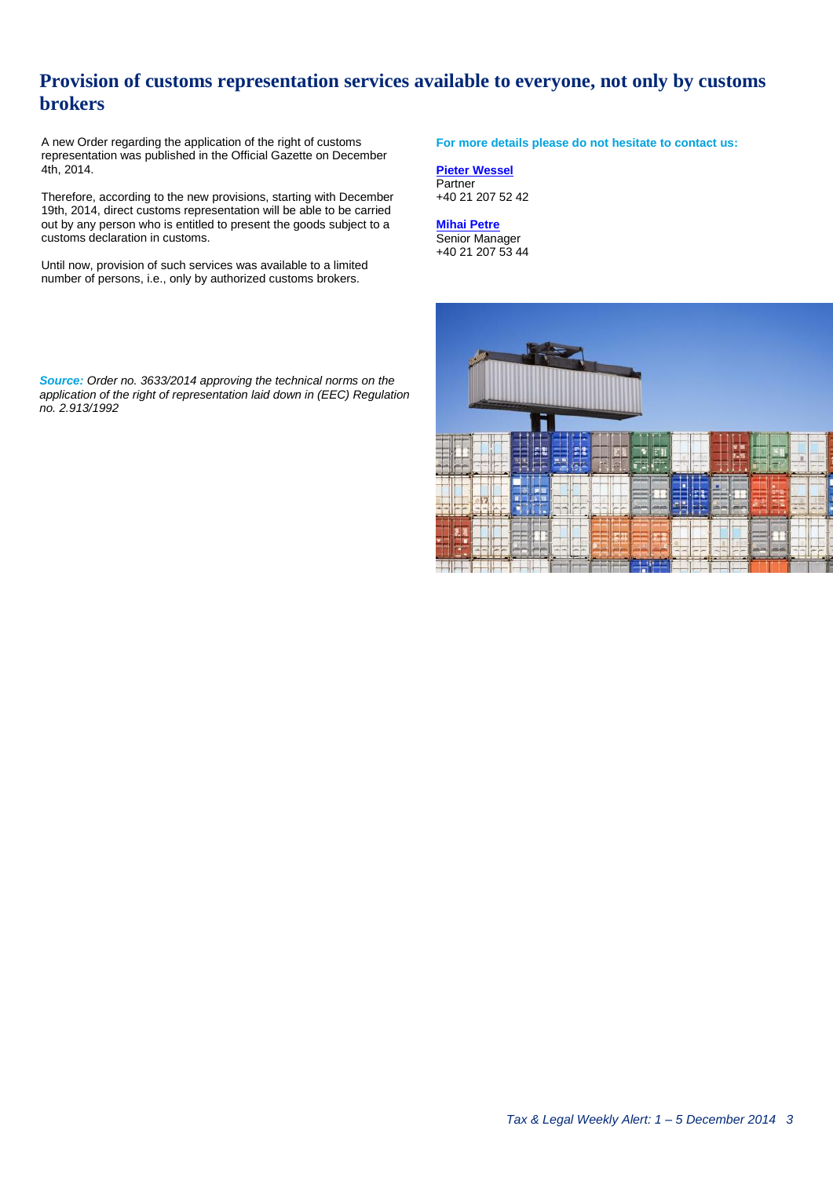# Provision of customs representation services available to everyone, not only by customs brokers

A new Order regarding the application of the right of customs representation was published in the Official Gazette on December 4th, 2014.

Therefore, according to the new provisions, starting with December 19th, 2014, direct customs representation will be able to be carried out by any person who is entitled to present the goods subject to a customs declaration in customs.

Until now, provision of such services was available to a limited number of persons, i.e., only by authorized customs brokers.

***Source:*** *Order no. 3633/2014 approving the technical norms on the application of the right of representation laid down in (EEC) Regulation no. 2.913/1992*

**For more details please do not hesitate to contact us:**

**Pieter Wessel**
Partner
+40 21 207 52 42

**Mihai Petre**
Senior Manager
+40 21 207 53 44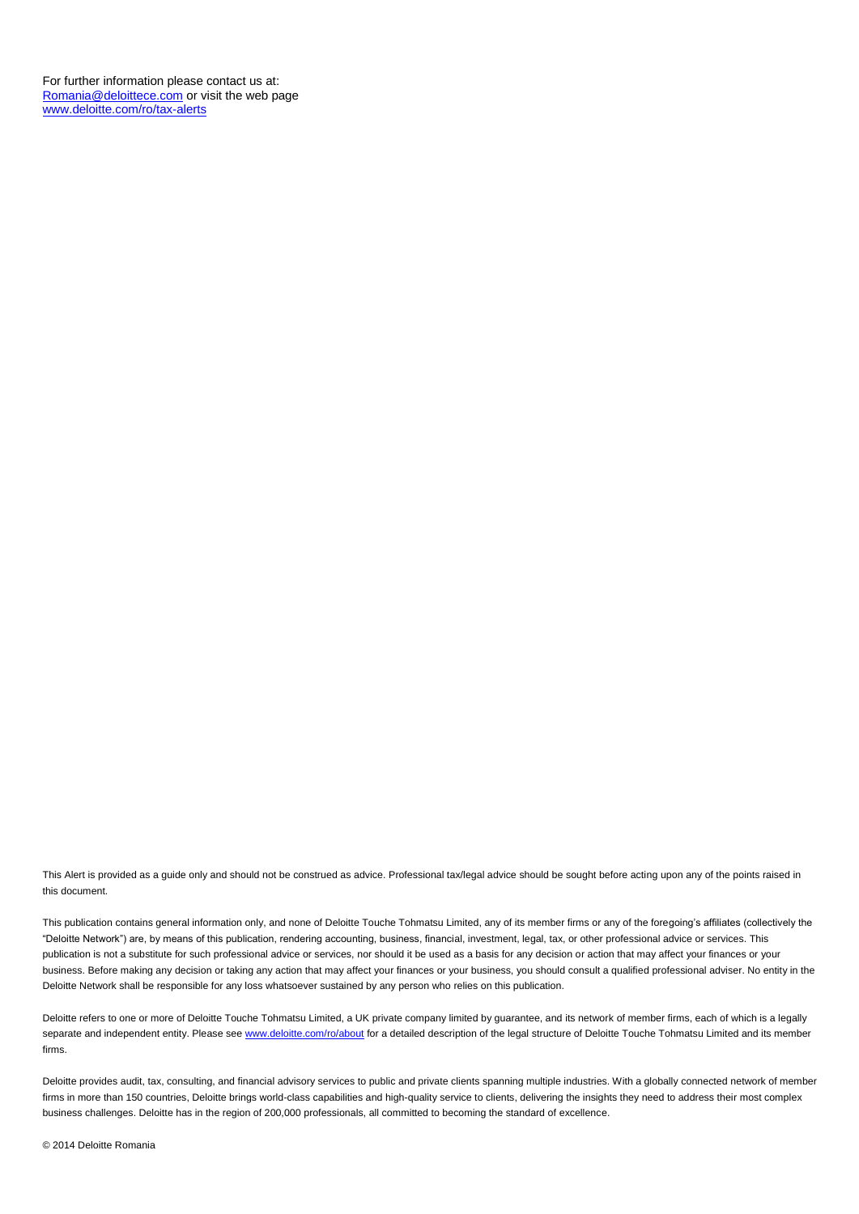For further information please contact us at:
[Romania@deloittece.com](mailto:Romania@deloittece.com) or visit the web page
[www.deloitte.com/ro/tax-alerts](http://www.deloitte.com/ro/tax-alerts)

This Alert is provided as a guide only and should not be construed as advice. Professional tax/legal advice should be sought before acting upon any of the points raised in this document.

This publication contains general information only, and none of Deloitte Touche Tohmatsu Limited, any of its member firms or any of the foregoing's affiliates (collectively the "Deloitte Network") are, by means of this publication, rendering accounting, business, financial, investment, legal, tax, or other professional advice or services. This publication is not a substitute for such professional advice or services, nor should it be used as a basis for any decision or action that may affect your finances or your business. Before making any decision or taking any action that may affect your finances or your business, you should consult a qualified professional adviser. No entity in the Deloitte Network shall be responsible for any loss whatsoever sustained by any person who relies on this publication.

Deloitte refers to one or more of Deloitte Touche Tohmatsu Limited, a UK private company limited by guarantee, and its network of member firms, each of which is a legally separate and independent entity. Please see [www.deloitte.com/ro/about](http://www.deloitte.com/ro/about) for a detailed description of the legal structure of Deloitte Touche Tohmatsu Limited and its member firms.

Deloitte provides audit, tax, consulting, and financial advisory services to public and private clients spanning multiple industries. With a globally connected network of member firms in more than 150 countries, Deloitte brings world-class capabilities and high-quality service to clients, delivering the insights they need to address their most complex business challenges. Deloitte has in the region of 200,000 professionals, all committed to becoming the standard of excellence.

© 2014 Deloitte Romania